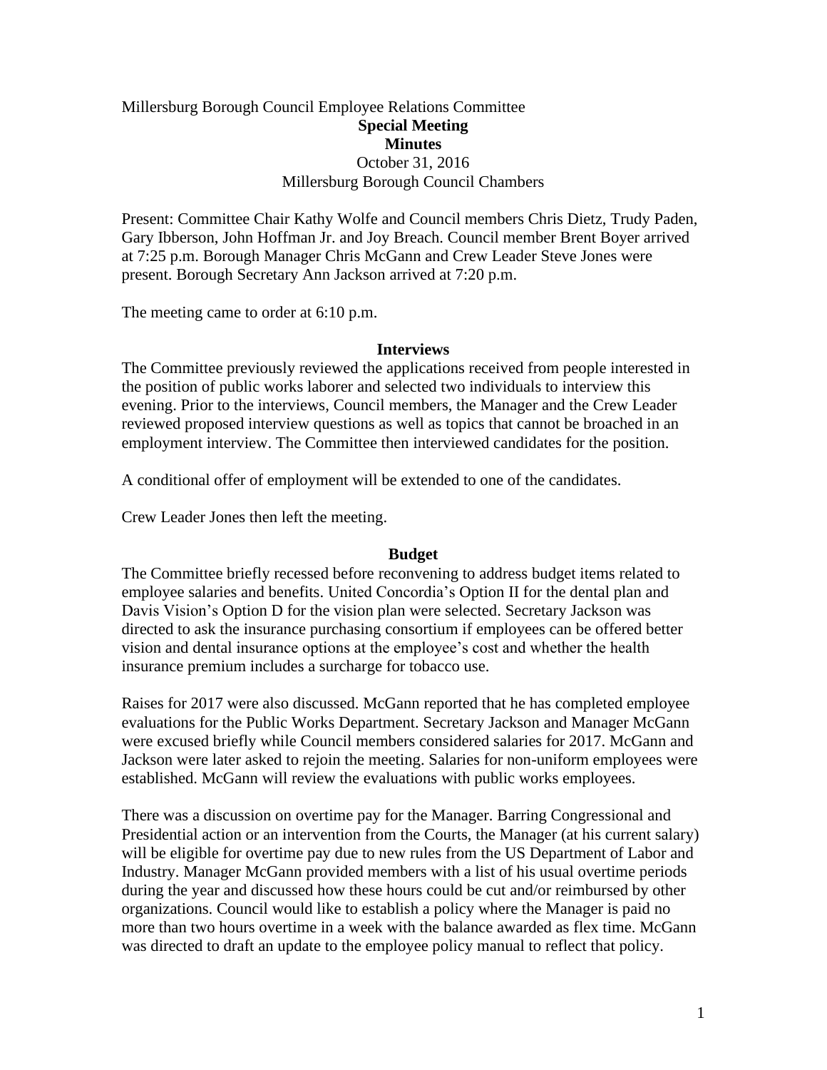Millersburg Borough Council Employee Relations Committee

**Special Meeting**

**Minutes**

October 31, 2016

Millersburg Borough Council Chambers

Present: Committee Chair Kathy Wolfe and Council members Chris Dietz, Trudy Paden, Gary Ibberson, John Hoffman Jr. and Joy Breach. Council member Brent Boyer arrived at 7:25 p.m. Borough Manager Chris McGann and Crew Leader Steve Jones were present. Borough Secretary Ann Jackson arrived at 7:20 p.m.

The meeting came to order at 6:10 p.m.

## Interviews

The Committee previously reviewed the applications received from people interested in the position of public works laborer and selected two individuals to interview this evening. Prior to the interviews, Council members, the Manager and the Crew Leader reviewed proposed interview questions as well as topics that cannot be broached in an employment interview. The Committee then interviewed candidates for the position.

A conditional offer of employment will be extended to one of the candidates.

Crew Leader Jones then left the meeting.

## Budget

The Committee briefly recessed before reconvening to address budget items related to employee salaries and benefits. United Concordia's Option II for the dental plan and Davis Vision's Option D for the vision plan were selected. Secretary Jackson was directed to ask the insurance purchasing consortium if employees can be offered better vision and dental insurance options at the employee's cost and whether the health insurance premium includes a surcharge for tobacco use.

Raises for 2017 were also discussed. McGann reported that he has completed employee evaluations for the Public Works Department. Secretary Jackson and Manager McGann were excused briefly while Council members considered salaries for 2017. McGann and Jackson were later asked to rejoin the meeting. Salaries for non-uniform employees were established. McGann will review the evaluations with public works employees.

There was a discussion on overtime pay for the Manager. Barring Congressional and Presidential action or an intervention from the Courts, the Manager (at his current salary) will be eligible for overtime pay due to new rules from the US Department of Labor and Industry. Manager McGann provided members with a list of his usual overtime periods during the year and discussed how these hours could be cut and/or reimbursed by other organizations. Council would like to establish a policy where the Manager is paid no more than two hours overtime in a week with the balance awarded as flex time. McGann was directed to draft an update to the employee policy manual to reflect that policy.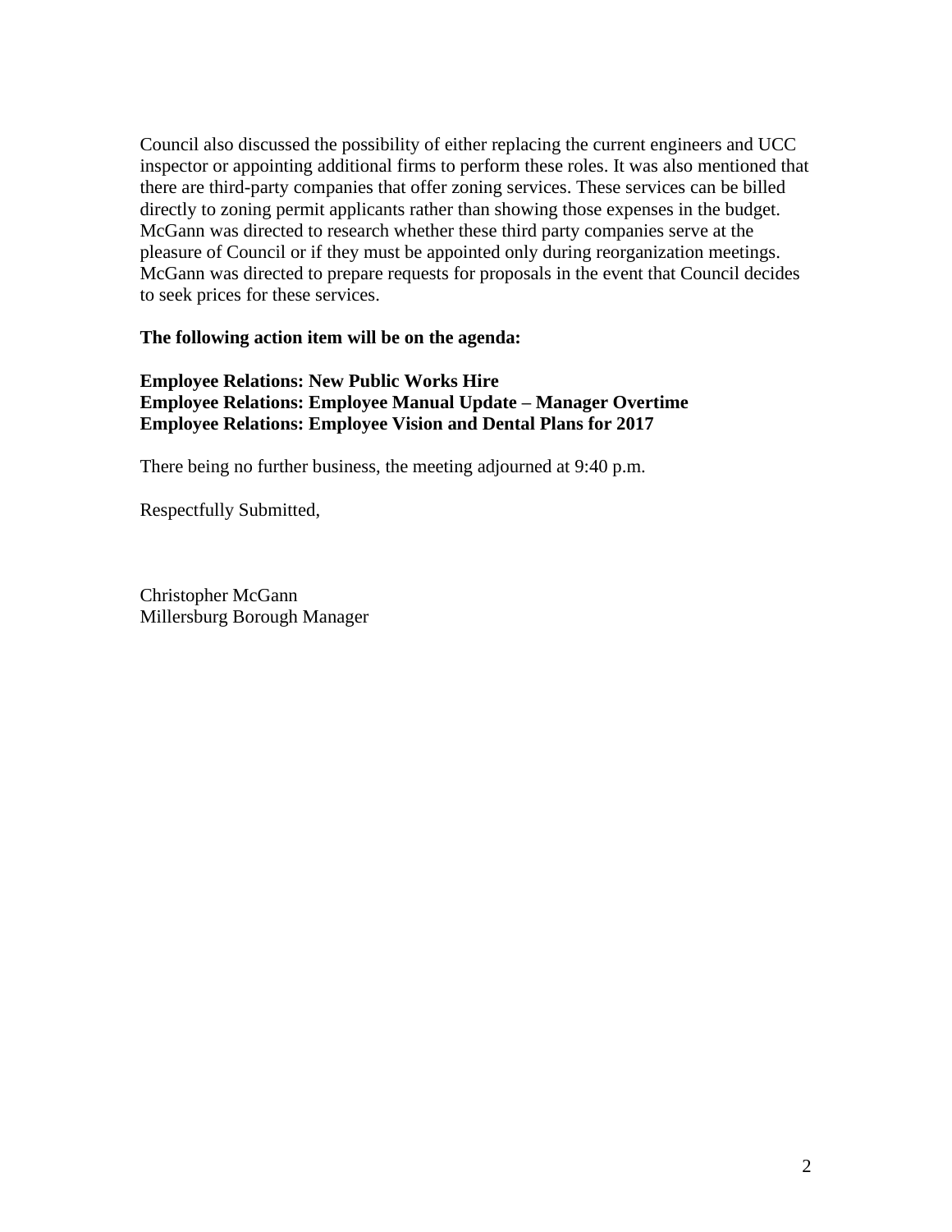Council also discussed the possibility of either replacing the current engineers and UCC inspector or appointing additional firms to perform these roles. It was also mentioned that there are third-party companies that offer zoning services. These services can be billed directly to zoning permit applicants rather than showing those expenses in the budget. McGann was directed to research whether these third party companies serve at the pleasure of Council or if they must be appointed only during reorganization meetings. McGann was directed to prepare requests for proposals in the event that Council decides to seek prices for these services.

**The following action item will be on the agenda:**

**Employee Relations: New Public Works Hire**
**Employee Relations: Employee Manual Update – Manager Overtime**
**Employee Relations: Employee Vision and Dental Plans for 2017**

There being no further business, the meeting adjourned at 9:40 p.m.

Respectfully Submitted,

Christopher McGann
Millersburg Borough Manager